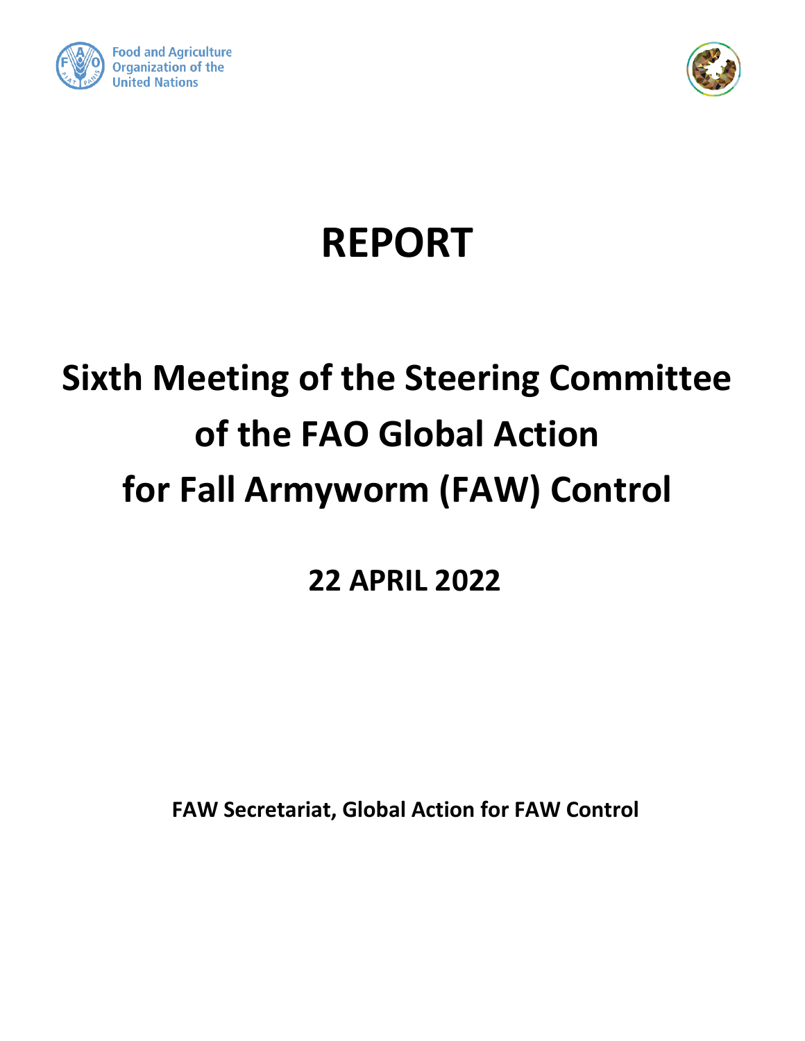Food and Agriculture Organization of the United Nations

# REPORT

# Sixth Meeting of the Steering Committee of the FAO Global Action for Fall Armyworm (FAW) Control

## 22 APRIL 2022

**FAW Secretariat, Global Action for FAW Control**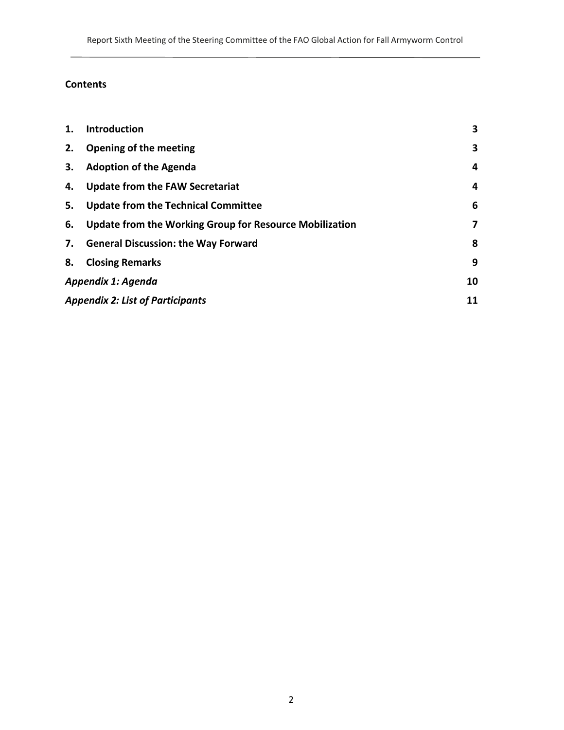## Contents

| | | |
|---|---|---|
| **1.** | **Introduction** | **3** |
| **2.** | **Opening of the meeting** | **3** |
| **3.** | **Adoption of the Agenda** | **4** |
| **4.** | **Update from the FAW Secretariat** | **4** |
| **5.** | **Update from the Technical Committee** | **6** |
| **6.** | **Update from the Working Group for Resource Mobilization** | **7** |
| **7.** | **General Discussion: the Way Forward** | **8** |
| **8.** | **Closing Remarks** | **9** |
| ***Appendix 1: Agenda*** | | **10** |
| ***Appendix 2: List of Participants*** | | **11** |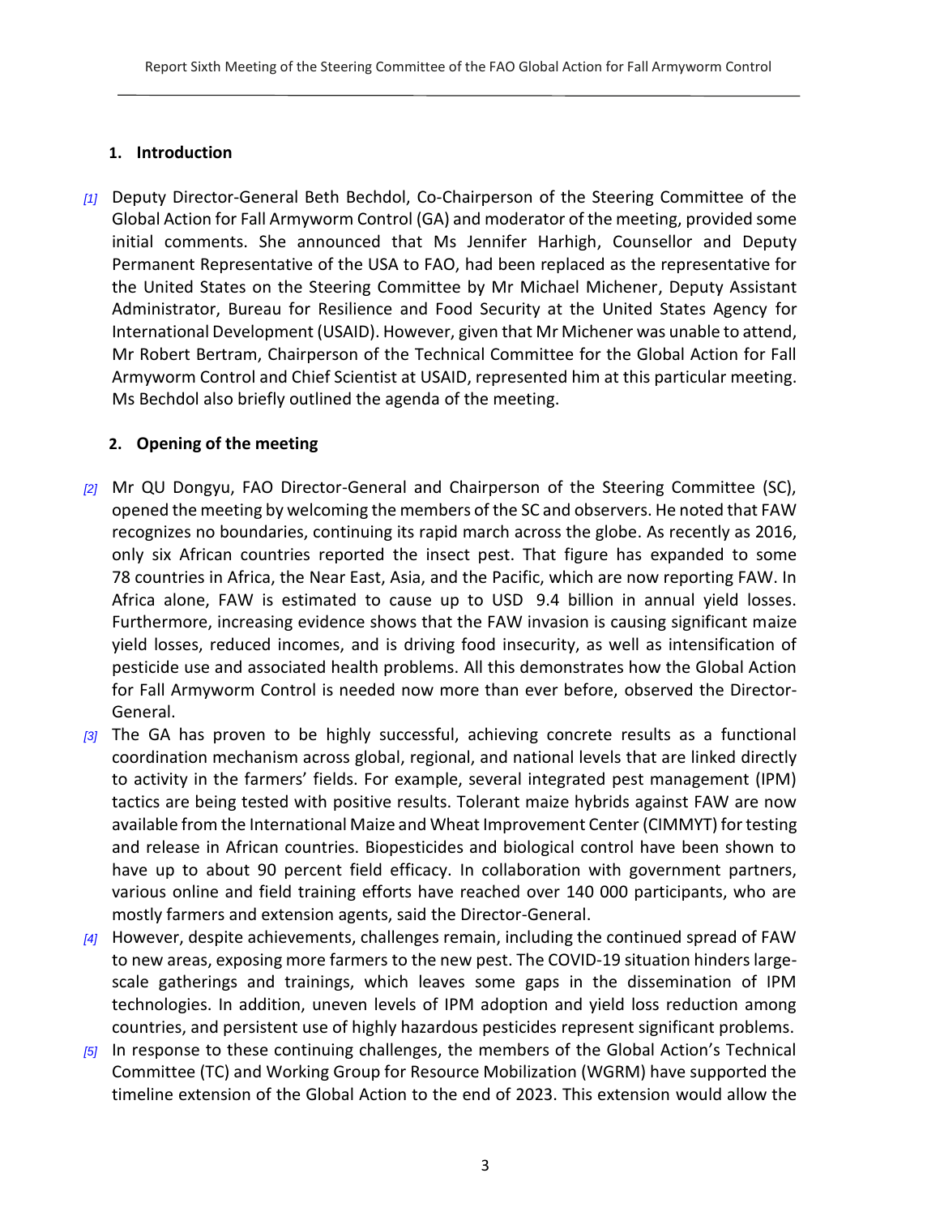## 1. Introduction

*[1]* Deputy Director-General Beth Bechdol, Co-Chairperson of the Steering Committee of the Global Action for Fall Armyworm Control (GA) and moderator of the meeting, provided some initial comments. She announced that Ms Jennifer Harhigh, Counsellor and Deputy Permanent Representative of the USA to FAO, had been replaced as the representative for the United States on the Steering Committee by Mr Michael Michener, Deputy Assistant Administrator, Bureau for Resilience and Food Security at the United States Agency for International Development (USAID). However, given that Mr Michener was unable to attend, Mr Robert Bertram, Chairperson of the Technical Committee for the Global Action for Fall Armyworm Control and Chief Scientist at USAID, represented him at this particular meeting. Ms Bechdol also briefly outlined the agenda of the meeting.

## 2. Opening of the meeting

*[2]* Mr QU Dongyu, FAO Director-General and Chairperson of the Steering Committee (SC), opened the meeting by welcoming the members of the SC and observers. He noted that FAW recognizes no boundaries, continuing its rapid march across the globe. As recently as 2016, only six African countries reported the insect pest. That figure has expanded to some 78 countries in Africa, the Near East, Asia, and the Pacific, which are now reporting FAW. In Africa alone, FAW is estimated to cause up to USD 9.4 billion in annual yield losses. Furthermore, increasing evidence shows that the FAW invasion is causing significant maize yield losses, reduced incomes, and is driving food insecurity, as well as intensification of pesticide use and associated health problems. All this demonstrates how the Global Action for Fall Armyworm Control is needed now more than ever before, observed the Director-General.

*[3]* The GA has proven to be highly successful, achieving concrete results as a functional coordination mechanism across global, regional, and national levels that are linked directly to activity in the farmers' fields. For example, several integrated pest management (IPM) tactics are being tested with positive results. Tolerant maize hybrids against FAW are now available from the International Maize and Wheat Improvement Center (CIMMYT) for testing and release in African countries. Biopesticides and biological control have been shown to have up to about 90 percent field efficacy. In collaboration with government partners, various online and field training efforts have reached over 140 000 participants, who are mostly farmers and extension agents, said the Director-General.

*[4]* However, despite achievements, challenges remain, including the continued spread of FAW to new areas, exposing more farmers to the new pest. The COVID-19 situation hinders large-scale gatherings and trainings, which leaves some gaps in the dissemination of IPM technologies. In addition, uneven levels of IPM adoption and yield loss reduction among countries, and persistent use of highly hazardous pesticides represent significant problems.

*[5]* In response to these continuing challenges, the members of the Global Action's Technical Committee (TC) and Working Group for Resource Mobilization (WGRM) have supported the timeline extension of the Global Action to the end of 2023. This extension would allow the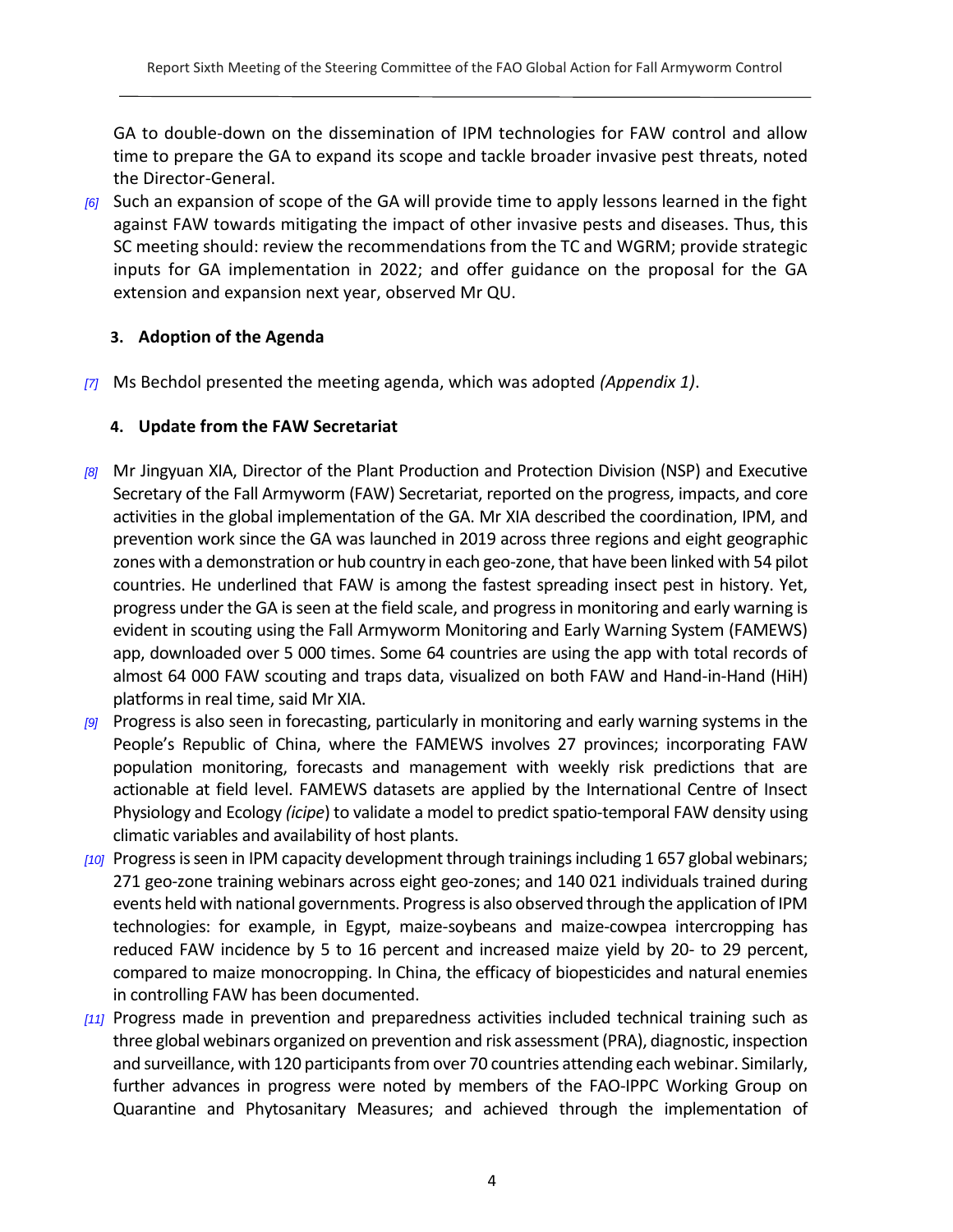GA to double-down on the dissemination of IPM technologies for FAW control and allow time to prepare the GA to expand its scope and tackle broader invasive pest threats, noted the Director-General.

*[6]* Such an expansion of scope of the GA will provide time to apply lessons learned in the fight against FAW towards mitigating the impact of other invasive pests and diseases. Thus, this SC meeting should: review the recommendations from the TC and WGRM; provide strategic inputs for GA implementation in 2022; and offer guidance on the proposal for the GA extension and expansion next year, observed Mr QU.

### 3. Adoption of the Agenda

*[7]* Ms Bechdol presented the meeting agenda, which was adopted *(Appendix 1)*.

### 4. Update from the FAW Secretariat

*[8]* Mr Jingyuan XIA, Director of the Plant Production and Protection Division (NSP) and Executive Secretary of the Fall Armyworm (FAW) Secretariat, reported on the progress, impacts, and core activities in the global implementation of the GA. Mr XIA described the coordination, IPM, and prevention work since the GA was launched in 2019 across three regions and eight geographic zones with a demonstration or hub country in each geo-zone, that have been linked with 54 pilot countries. He underlined that FAW is among the fastest spreading insect pest in history. Yet, progress under the GA is seen at the field scale, and progress in monitoring and early warning is evident in scouting using the Fall Armyworm Monitoring and Early Warning System (FAMEWS) app, downloaded over 5 000 times. Some 64 countries are using the app with total records of almost 64 000 FAW scouting and traps data, visualized on both FAW and Hand-in-Hand (HiH) platforms in real time, said Mr XIA.

*[9]* Progress is also seen in forecasting, particularly in monitoring and early warning systems in the People's Republic of China, where the FAMEWS involves 27 provinces; incorporating FAW population monitoring, forecasts and management with weekly risk predictions that are actionable at field level. FAMEWS datasets are applied by the International Centre of Insect Physiology and Ecology *(icipe*) to validate a model to predict spatio-temporal FAW density using climatic variables and availability of host plants.

*[10]* Progress is seen in IPM capacity development through trainings including 1 657 global webinars; 271 geo-zone training webinars across eight geo-zones; and 140 021 individuals trained during events held with national governments. Progress is also observed through the application of IPM technologies: for example, in Egypt, maize-soybeans and maize-cowpea intercropping has reduced FAW incidence by 5 to 16 percent and increased maize yield by 20- to 29 percent, compared to maize monocropping. In China, the efficacy of biopesticides and natural enemies in controlling FAW has been documented.

*[11]* Progress made in prevention and preparedness activities included technical training such as three global webinars organized on prevention and risk assessment (PRA), diagnostic, inspection and surveillance, with 120 participants from over 70 countries attending each webinar. Similarly, further advances in progress were noted by members of the FAO-IPPC Working Group on Quarantine and Phytosanitary Measures; and achieved through the implementation of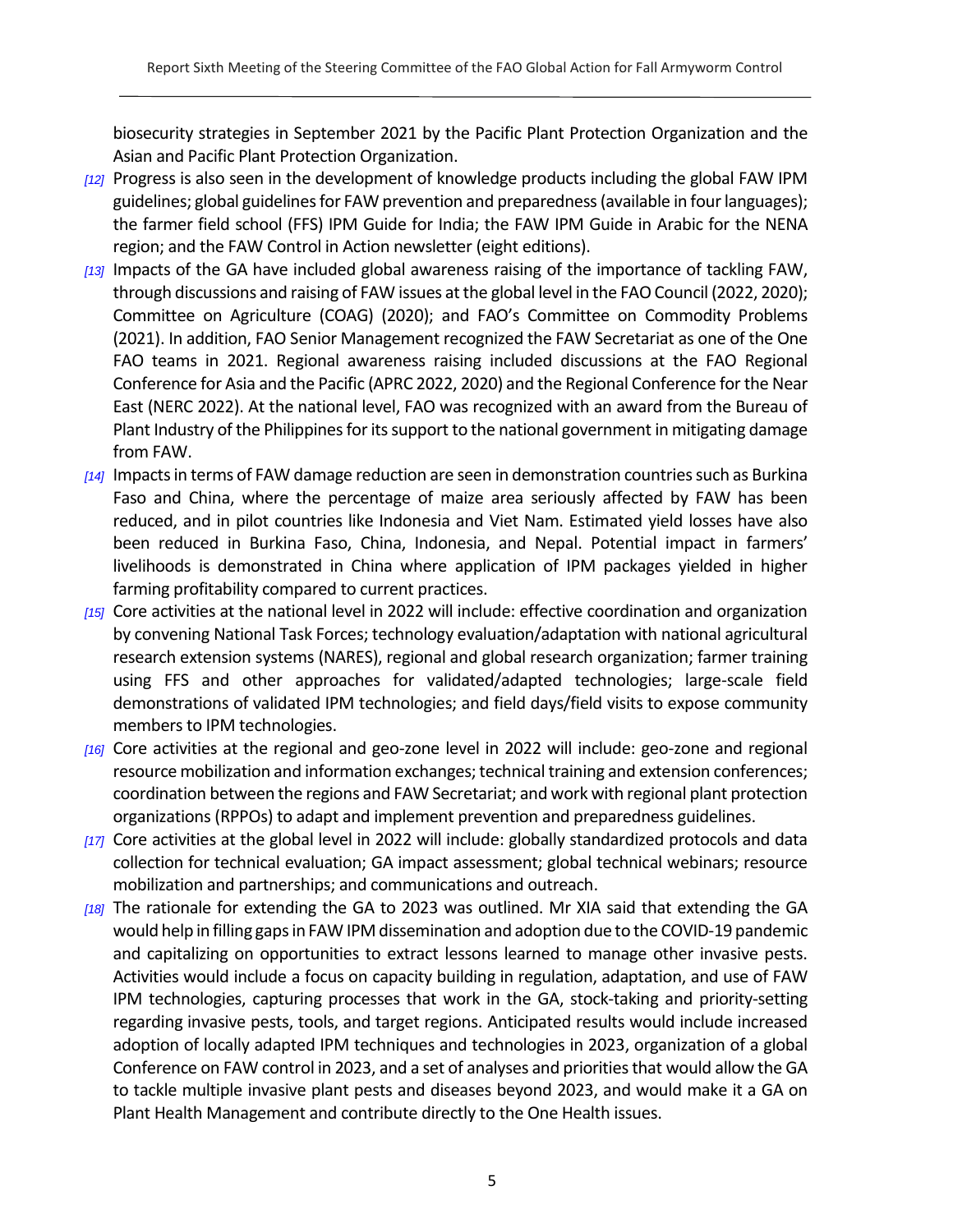biosecurity strategies in September 2021 by the Pacific Plant Protection Organization and the Asian and Pacific Plant Protection Organization.

[12] Progress is also seen in the development of knowledge products including the global FAW IPM guidelines; global guidelines for FAW prevention and preparedness (available in four languages); the farmer field school (FFS) IPM Guide for India; the FAW IPM Guide in Arabic for the NENA region; and the FAW Control in Action newsletter (eight editions).

[13] Impacts of the GA have included global awareness raising of the importance of tackling FAW, through discussions and raising of FAW issues at the global level in the FAO Council (2022, 2020); Committee on Agriculture (COAG) (2020); and FAO's Committee on Commodity Problems (2021). In addition, FAO Senior Management recognized the FAW Secretariat as one of the One FAO teams in 2021. Regional awareness raising included discussions at the FAO Regional Conference for Asia and the Pacific (APRC 2022, 2020) and the Regional Conference for the Near East (NERC 2022). At the national level, FAO was recognized with an award from the Bureau of Plant Industry of the Philippines for its support to the national government in mitigating damage from FAW.

[14] Impacts in terms of FAW damage reduction are seen in demonstration countries such as Burkina Faso and China, where the percentage of maize area seriously affected by FAW has been reduced, and in pilot countries like Indonesia and Viet Nam. Estimated yield losses have also been reduced in Burkina Faso, China, Indonesia, and Nepal. Potential impact in farmers' livelihoods is demonstrated in China where application of IPM packages yielded in higher farming profitability compared to current practices.

[15] Core activities at the national level in 2022 will include: effective coordination and organization by convening National Task Forces; technology evaluation/adaptation with national agricultural research extension systems (NARES), regional and global research organization; farmer training using FFS and other approaches for validated/adapted technologies; large-scale field demonstrations of validated IPM technologies; and field days/field visits to expose community members to IPM technologies.

[16] Core activities at the regional and geo-zone level in 2022 will include: geo-zone and regional resource mobilization and information exchanges; technical training and extension conferences; coordination between the regions and FAW Secretariat; and work with regional plant protection organizations (RPPOs) to adapt and implement prevention and preparedness guidelines.

[17] Core activities at the global level in 2022 will include: globally standardized protocols and data collection for technical evaluation; GA impact assessment; global technical webinars; resource mobilization and partnerships; and communications and outreach.

[18] The rationale for extending the GA to 2023 was outlined. Mr XIA said that extending the GA would help in filling gaps in FAW IPM dissemination and adoption due to the COVID-19 pandemic and capitalizing on opportunities to extract lessons learned to manage other invasive pests. Activities would include a focus on capacity building in regulation, adaptation, and use of FAW IPM technologies, capturing processes that work in the GA, stock-taking and priority-setting regarding invasive pests, tools, and target regions. Anticipated results would include increased adoption of locally adapted IPM techniques and technologies in 2023, organization of a global Conference on FAW control in 2023, and a set of analyses and priorities that would allow the GA to tackle multiple invasive plant pests and diseases beyond 2023, and would make it a GA on Plant Health Management and contribute directly to the One Health issues.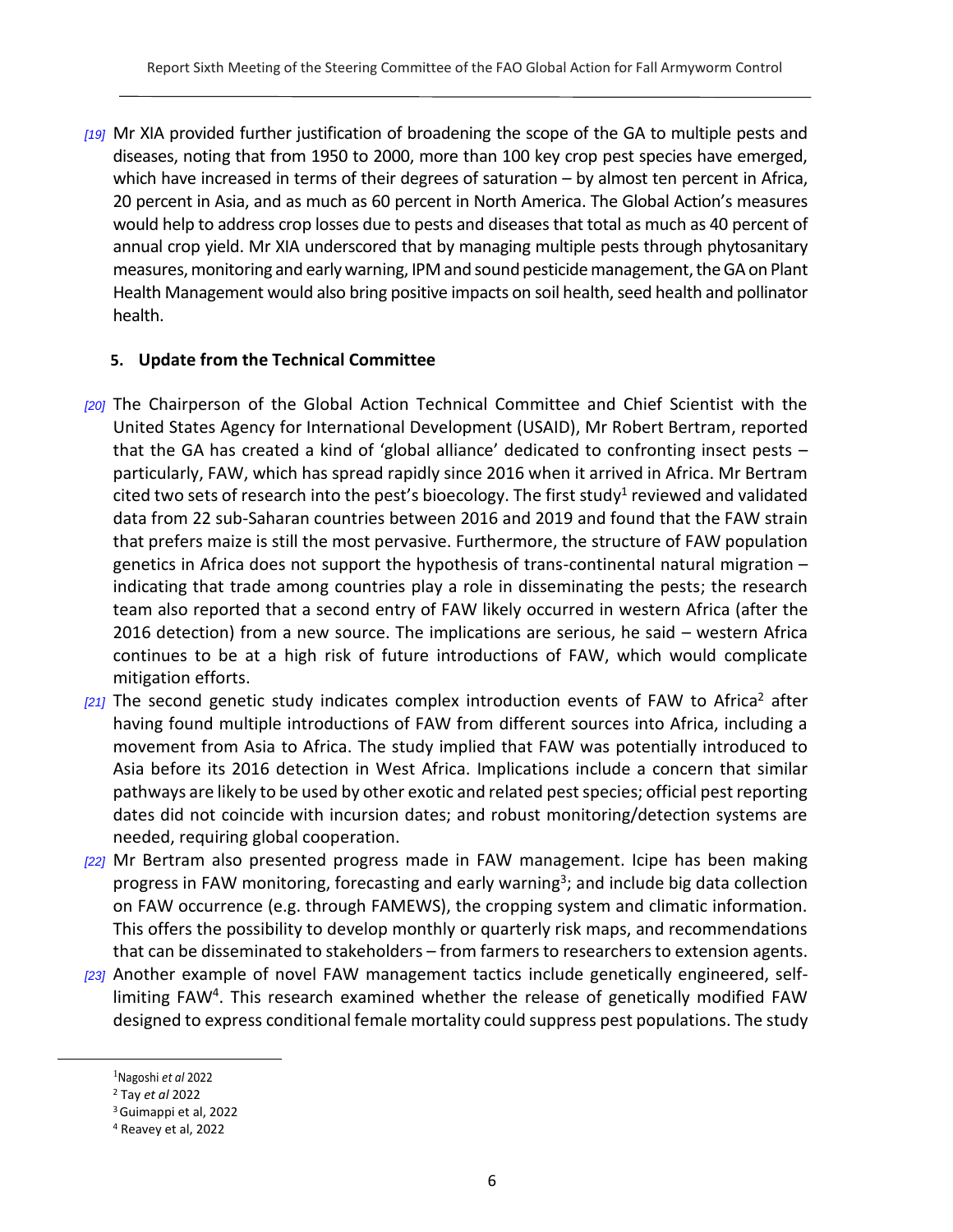*[19]* Mr XIA provided further justification of broadening the scope of the GA to multiple pests and diseases, noting that from 1950 to 2000, more than 100 key crop pest species have emerged, which have increased in terms of their degrees of saturation – by almost ten percent in Africa, 20 percent in Asia, and as much as 60 percent in North America. The Global Action's measures would help to address crop losses due to pests and diseases that total as much as 40 percent of annual crop yield. Mr XIA underscored that by managing multiple pests through phytosanitary measures, monitoring and early warning, IPM and sound pesticide management, the GA on Plant Health Management would also bring positive impacts on soil health, seed health and pollinator health.

## 5. Update from the Technical Committee

*[20]* The Chairperson of the Global Action Technical Committee and Chief Scientist with the United States Agency for International Development (USAID), Mr Robert Bertram, reported that the GA has created a kind of 'global alliance' dedicated to confronting insect pests – particularly, FAW, which has spread rapidly since 2016 when it arrived in Africa. Mr Bertram cited two sets of research into the pest's bioecology. The first study[1] reviewed and validated data from 22 sub-Saharan countries between 2016 and 2019 and found that the FAW strain that prefers maize is still the most pervasive. Furthermore, the structure of FAW population genetics in Africa does not support the hypothesis of trans-continental natural migration – indicating that trade among countries play a role in disseminating the pests; the research team also reported that a second entry of FAW likely occurred in western Africa (after the 2016 detection) from a new source. The implications are serious, he said – western Africa continues to be at a high risk of future introductions of FAW, which would complicate mitigation efforts.

*[21]* The second genetic study indicates complex introduction events of FAW to Africa[2] after having found multiple introductions of FAW from different sources into Africa, including a movement from Asia to Africa. The study implied that FAW was potentially introduced to Asia before its 2016 detection in West Africa. Implications include a concern that similar pathways are likely to be used by other exotic and related pest species; official pest reporting dates did not coincide with incursion dates; and robust monitoring/detection systems are needed, requiring global cooperation.

*[22]* Mr Bertram also presented progress made in FAW management. Icipe has been making progress in FAW monitoring, forecasting and early warning[3]; and include big data collection on FAW occurrence (e.g. through FAMEWS), the cropping system and climatic information. This offers the possibility to develop monthly or quarterly risk maps, and recommendations that can be disseminated to stakeholders – from farmers to researchers to extension agents.

*[23]* Another example of novel FAW management tactics include genetically engineered, self-limiting FAW[4]. This research examined whether the release of genetically modified FAW designed to express conditional female mortality could suppress pest populations. The study

---

[1] Nagoshi *et al* 2022

[2] Tay *et al* 2022

[3] Guimappi et al, 2022

[4] Reavey et al, 2022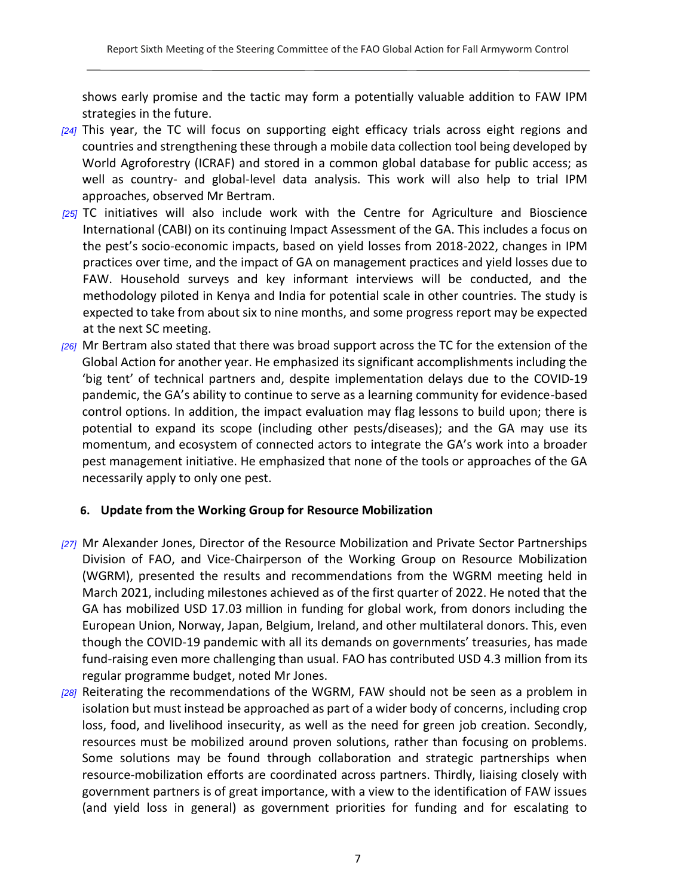shows early promise and the tactic may form a potentially valuable addition to FAW IPM strategies in the future.

*[24]* This year, the TC will focus on supporting eight efficacy trials across eight regions and countries and strengthening these through a mobile data collection tool being developed by World Agroforestry (ICRAF) and stored in a common global database for public access; as well as country- and global-level data analysis. This work will also help to trial IPM approaches, observed Mr Bertram.

*[25]* TC initiatives will also include work with the Centre for Agriculture and Bioscience International (CABI) on its continuing Impact Assessment of the GA. This includes a focus on the pest's socio-economic impacts, based on yield losses from 2018-2022, changes in IPM practices over time, and the impact of GA on management practices and yield losses due to FAW. Household surveys and key informant interviews will be conducted, and the methodology piloted in Kenya and India for potential scale in other countries. The study is expected to take from about six to nine months, and some progress report may be expected at the next SC meeting.

*[26]* Mr Bertram also stated that there was broad support across the TC for the extension of the Global Action for another year. He emphasized its significant accomplishments including the 'big tent' of technical partners and, despite implementation delays due to the COVID-19 pandemic, the GA's ability to continue to serve as a learning community for evidence-based control options. In addition, the impact evaluation may flag lessons to build upon; there is potential to expand its scope (including other pests/diseases); and the GA may use its momentum, and ecosystem of connected actors to integrate the GA's work into a broader pest management initiative. He emphasized that none of the tools or approaches of the GA necessarily apply to only one pest.

## 6. Update from the Working Group for Resource Mobilization

*[27]* Mr Alexander Jones, Director of the Resource Mobilization and Private Sector Partnerships Division of FAO, and Vice-Chairperson of the Working Group on Resource Mobilization (WGRM), presented the results and recommendations from the WGRM meeting held in March 2021, including milestones achieved as of the first quarter of 2022. He noted that the GA has mobilized USD 17.03 million in funding for global work, from donors including the European Union, Norway, Japan, Belgium, Ireland, and other multilateral donors. This, even though the COVID-19 pandemic with all its demands on governments' treasuries, has made fund-raising even more challenging than usual. FAO has contributed USD 4.3 million from its regular programme budget, noted Mr Jones.

*[28]* Reiterating the recommendations of the WGRM, FAW should not be seen as a problem in isolation but must instead be approached as part of a wider body of concerns, including crop loss, food, and livelihood insecurity, as well as the need for green job creation. Secondly, resources must be mobilized around proven solutions, rather than focusing on problems. Some solutions may be found through collaboration and strategic partnerships when resource-mobilization efforts are coordinated across partners. Thirdly, liaising closely with government partners is of great importance, with a view to the identification of FAW issues (and yield loss in general) as government priorities for funding and for escalating to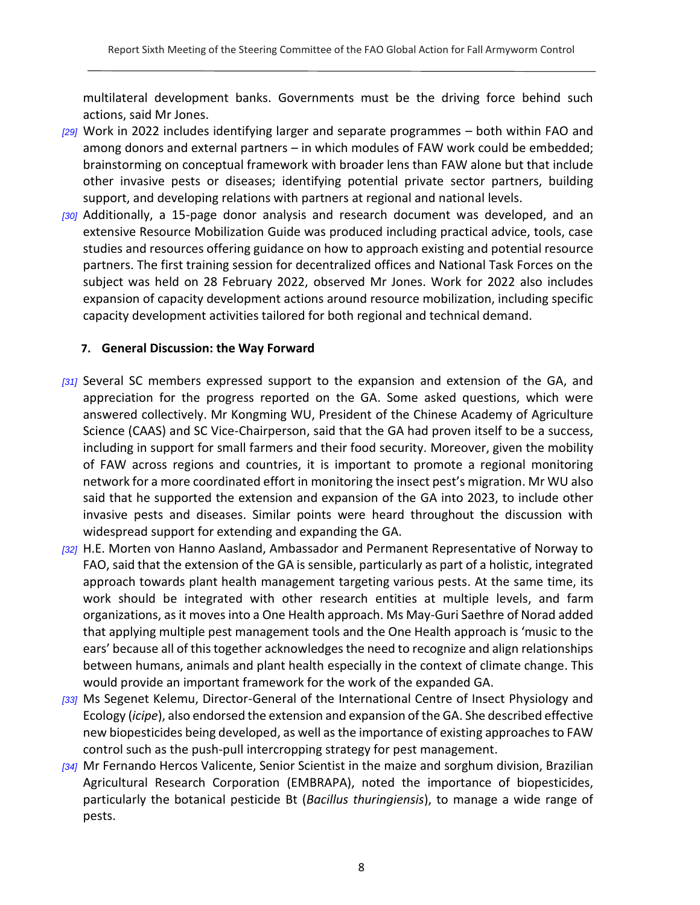multilateral development banks. Governments must be the driving force behind such actions, said Mr Jones.

[29] Work in 2022 includes identifying larger and separate programmes – both within FAO and among donors and external partners – in which modules of FAW work could be embedded; brainstorming on conceptual framework with broader lens than FAW alone but that include other invasive pests or diseases; identifying potential private sector partners, building support, and developing relations with partners at regional and national levels.

[30] Additionally, a 15-page donor analysis and research document was developed, and an extensive Resource Mobilization Guide was produced including practical advice, tools, case studies and resources offering guidance on how to approach existing and potential resource partners. The first training session for decentralized offices and National Task Forces on the subject was held on 28 February 2022, observed Mr Jones. Work for 2022 also includes expansion of capacity development actions around resource mobilization, including specific capacity development activities tailored for both regional and technical demand.

## 7. General Discussion: the Way Forward

[31] Several SC members expressed support to the expansion and extension of the GA, and appreciation for the progress reported on the GA. Some asked questions, which were answered collectively. Mr Kongming WU, President of the Chinese Academy of Agriculture Science (CAAS) and SC Vice-Chairperson, said that the GA had proven itself to be a success, including in support for small farmers and their food security. Moreover, given the mobility of FAW across regions and countries, it is important to promote a regional monitoring network for a more coordinated effort in monitoring the insect pest's migration. Mr WU also said that he supported the extension and expansion of the GA into 2023, to include other invasive pests and diseases. Similar points were heard throughout the discussion with widespread support for extending and expanding the GA.

[32] H.E. Morten von Hanno Aasland, Ambassador and Permanent Representative of Norway to FAO, said that the extension of the GA is sensible, particularly as part of a holistic, integrated approach towards plant health management targeting various pests. At the same time, its work should be integrated with other research entities at multiple levels, and farm organizations, as it moves into a One Health approach. Ms May-Guri Saethre of Norad added that applying multiple pest management tools and the One Health approach is 'music to the ears' because all of this together acknowledges the need to recognize and align relationships between humans, animals and plant health especially in the context of climate change. This would provide an important framework for the work of the expanded GA.

[33] Ms Segenet Kelemu, Director-General of the International Centre of Insect Physiology and Ecology (*icipe*), also endorsed the extension and expansion of the GA. She described effective new biopesticides being developed, as well as the importance of existing approaches to FAW control such as the push-pull intercropping strategy for pest management.

[34] Mr Fernando Hercos Valicente, Senior Scientist in the maize and sorghum division, Brazilian Agricultural Research Corporation (EMBRAPA), noted the importance of biopesticides, particularly the botanical pesticide Bt (*Bacillus thuringiensis*), to manage a wide range of pests.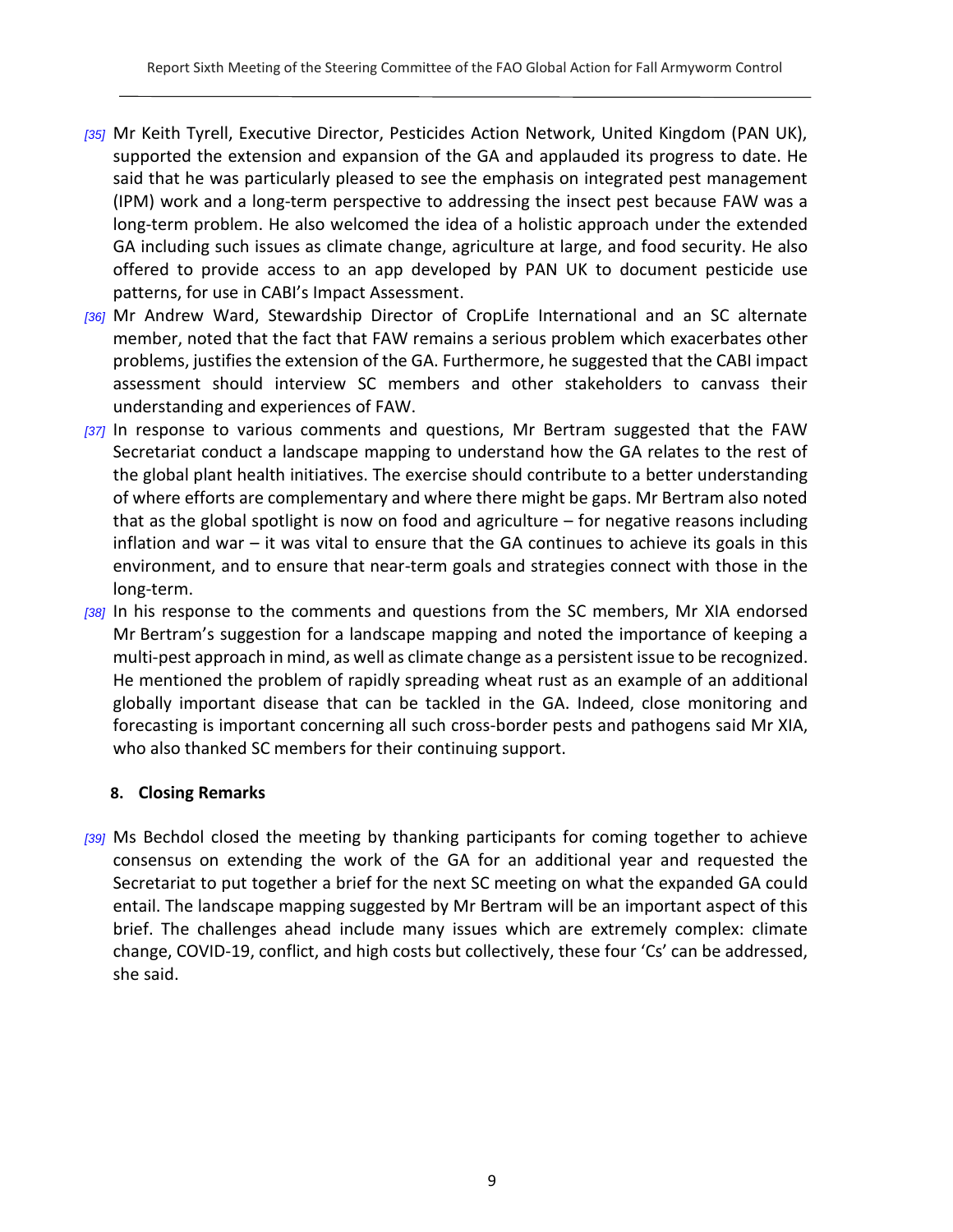[35] Mr Keith Tyrell, Executive Director, Pesticides Action Network, United Kingdom (PAN UK), supported the extension and expansion of the GA and applauded its progress to date. He said that he was particularly pleased to see the emphasis on integrated pest management (IPM) work and a long-term perspective to addressing the insect pest because FAW was a long-term problem. He also welcomed the idea of a holistic approach under the extended GA including such issues as climate change, agriculture at large, and food security. He also offered to provide access to an app developed by PAN UK to document pesticide use patterns, for use in CABI's Impact Assessment.

[36] Mr Andrew Ward, Stewardship Director of CropLife International and an SC alternate member, noted that the fact that FAW remains a serious problem which exacerbates other problems, justifies the extension of the GA. Furthermore, he suggested that the CABI impact assessment should interview SC members and other stakeholders to canvass their understanding and experiences of FAW.

[37] In response to various comments and questions, Mr Bertram suggested that the FAW Secretariat conduct a landscape mapping to understand how the GA relates to the rest of the global plant health initiatives. The exercise should contribute to a better understanding of where efforts are complementary and where there might be gaps. Mr Bertram also noted that as the global spotlight is now on food and agriculture – for negative reasons including inflation and war – it was vital to ensure that the GA continues to achieve its goals in this environment, and to ensure that near-term goals and strategies connect with those in the long-term.

[38] In his response to the comments and questions from the SC members, Mr XIA endorsed Mr Bertram's suggestion for a landscape mapping and noted the importance of keeping a multi-pest approach in mind, as well as climate change as a persistent issue to be recognized. He mentioned the problem of rapidly spreading wheat rust as an example of an additional globally important disease that can be tackled in the GA. Indeed, close monitoring and forecasting is important concerning all such cross-border pests and pathogens said Mr XIA, who also thanked SC members for their continuing support.

## 8. Closing Remarks

[39] Ms Bechdol closed the meeting by thanking participants for coming together to achieve consensus on extending the work of the GA for an additional year and requested the Secretariat to put together a brief for the next SC meeting on what the expanded GA could entail. The landscape mapping suggested by Mr Bertram will be an important aspect of this brief. The challenges ahead include many issues which are extremely complex: climate change, COVID-19, conflict, and high costs but collectively, these four 'Cs' can be addressed, she said.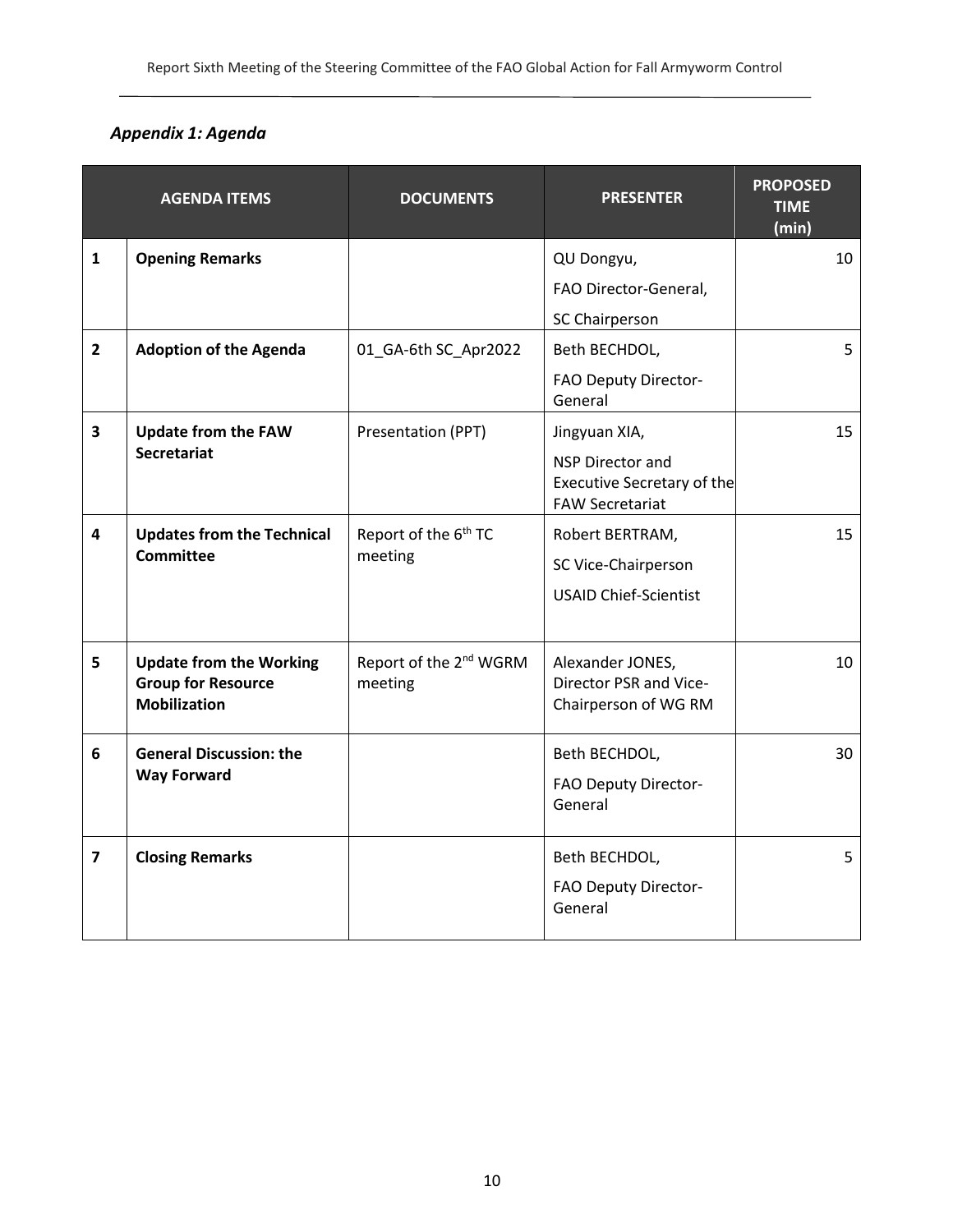*Appendix 1: Agenda*

| | AGENDA ITEMS | DOCUMENTS | PRESENTER | PROPOSED TIME (min) |
|---|---|---|---|---|
| 1 | **Opening Remarks** | | QU Dongyu, FAO Director-General, SC Chairperson | 10 |
| 2 | **Adoption of the Agenda** | 01_GA-6th SC_Apr2022 | Beth BECHDOL, FAO Deputy Director-General | 5 |
| 3 | **Update from the FAW Secretariat** | Presentation (PPT) | Jingyuan XIA, NSP Director and Executive Secretary of the FAW Secretariat | 15 |
| 4 | **Updates from the Technical Committee** | Report of the 6th TC meeting | Robert BERTRAM, SC Vice-Chairperson USAID Chief-Scientist | 15 |
| 5 | **Update from the Working Group for Resource Mobilization** | Report of the 2nd WGRM meeting | Alexander JONES, Director PSR and Vice-Chairperson of WG RM | 10 |
| 6 | **General Discussion: the Way Forward** | | Beth BECHDOL, FAO Deputy Director-General | 30 |
| 7 | **Closing Remarks** | | Beth BECHDOL, FAO Deputy Director-General | 5 |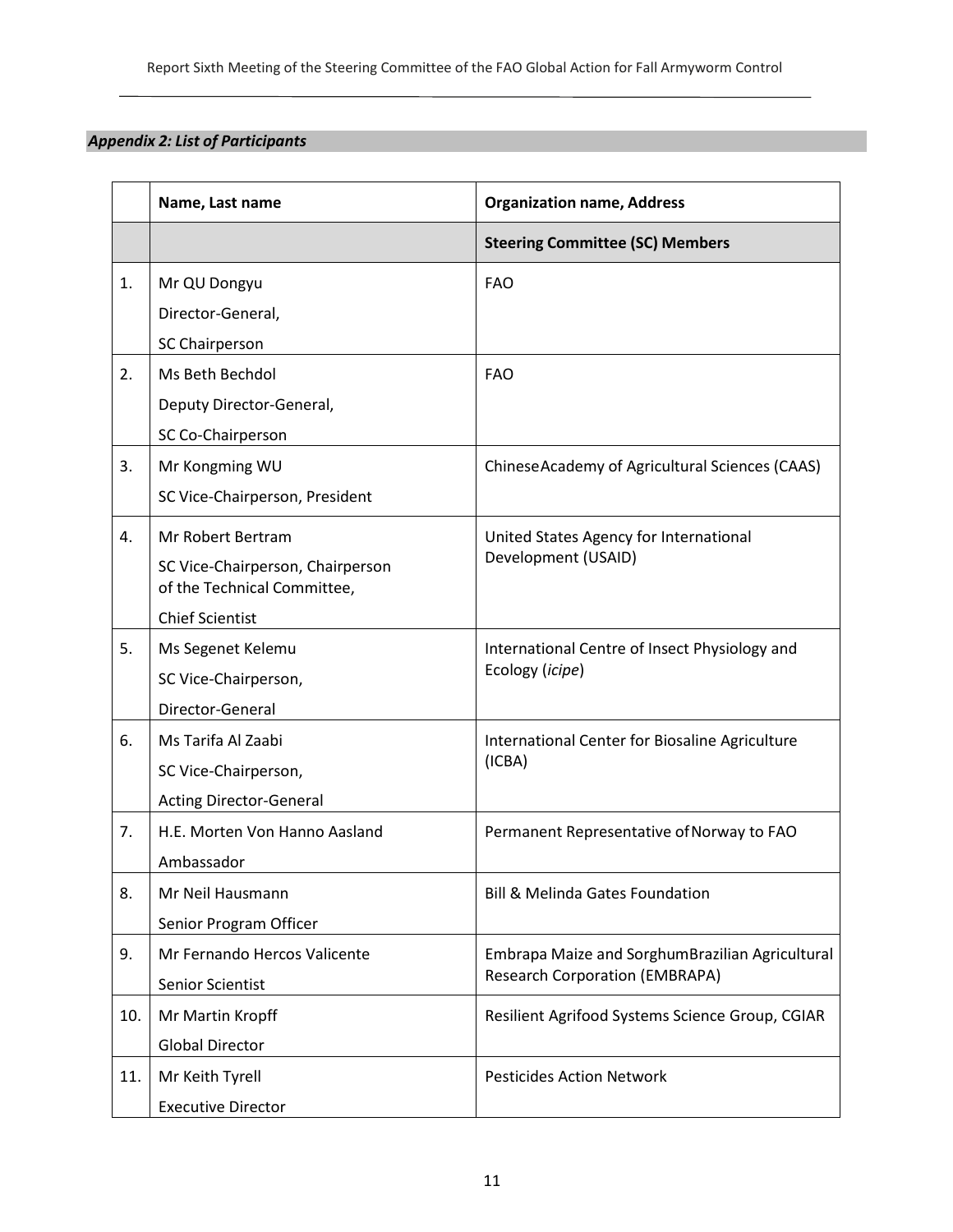***Appendix 2: List of Participants***

| | Name, Last name | Organization name, Address |
|---|---|---|
| | | **Steering Committee (SC) Members** |
| 1. | Mr QU Dongyu<br>Director-General,<br>SC Chairperson | FAO |
| 2. | Ms Beth Bechdol<br>Deputy Director-General,<br>SC Co-Chairperson | FAO |
| 3. | Mr Kongming WU<br>SC Vice-Chairperson, President | ChineseAcademy of Agricultural Sciences (CAAS) |
| 4. | Mr Robert Bertram<br>SC Vice-Chairperson, Chairperson of the Technical Committee,<br>Chief Scientist | United States Agency for International Development (USAID) |
| 5. | Ms Segenet Kelemu<br>SC Vice-Chairperson,<br>Director-General | International Centre of Insect Physiology and Ecology (*icipe*) |
| 6. | Ms Tarifa Al Zaabi<br>SC Vice-Chairperson,<br>Acting Director-General | International Center for Biosaline Agriculture (ICBA) |
| 7. | H.E. Morten Von Hanno Aasland<br>Ambassador | Permanent Representative ofNorway to FAO |
| 8. | Mr Neil Hausmann<br>Senior Program Officer | Bill & Melinda Gates Foundation |
| 9. | Mr Fernando Hercos Valicente<br>Senior Scientist | Embrapa Maize and SorghumBrazilian Agricultural Research Corporation (EMBRAPA) |
| 10. | Mr Martin Kropff<br>Global Director | Resilient Agrifood Systems Science Group, CGIAR |
| 11. | Mr Keith Tyrell<br>Executive Director | Pesticides Action Network |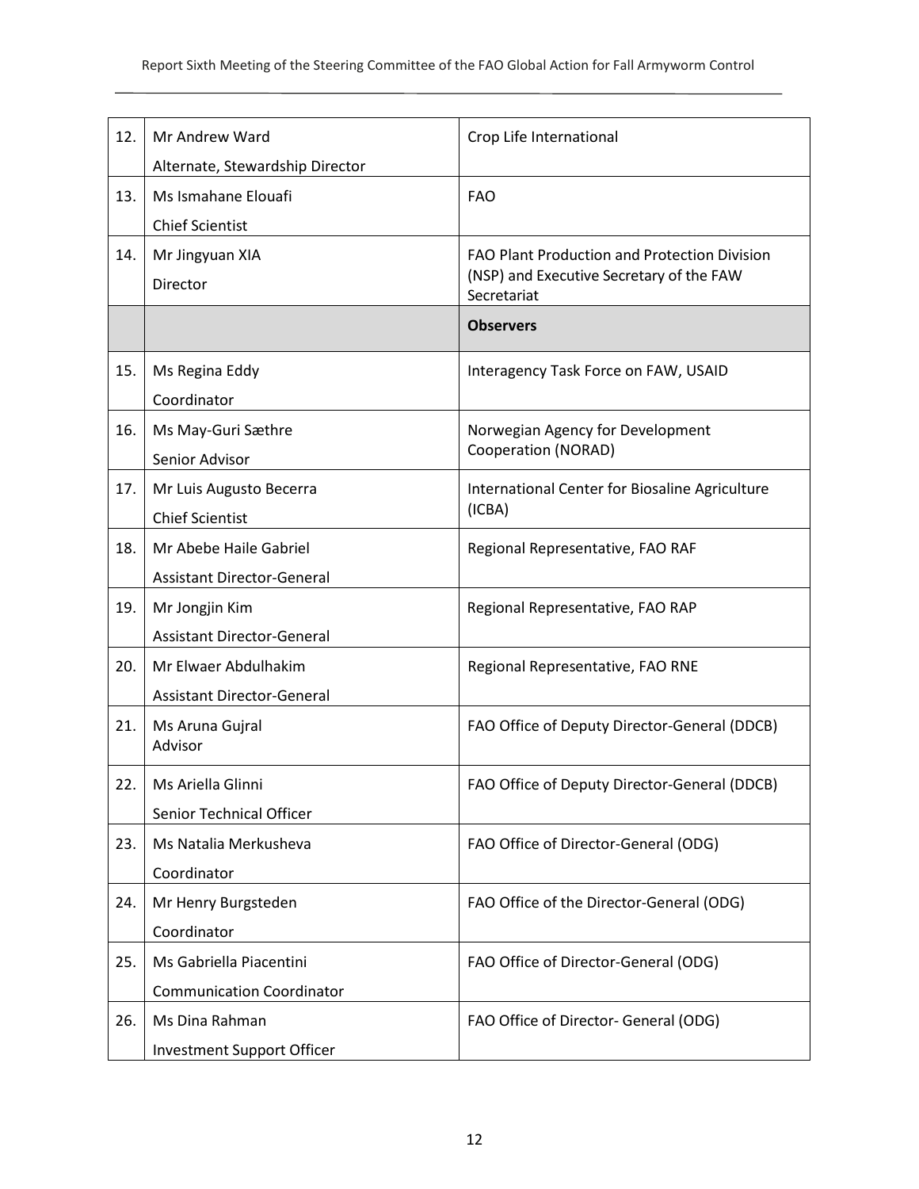| | | |
|---|---|---|
| 12. | Mr Andrew Ward<br>Alternate, Stewardship Director | Crop Life International |
| 13. | Ms Ismahane Elouafi<br>Chief Scientist | FAO |
| 14. | Mr Jingyuan XIA<br>Director | FAO Plant Production and Protection Division (NSP) and Executive Secretary of the FAW Secretariat |
| | | **Observers** |
| 15. | Ms Regina Eddy<br>Coordinator | Interagency Task Force on FAW, USAID |
| 16. | Ms May-Guri Sæthre<br>Senior Advisor | Norwegian Agency for Development Cooperation (NORAD) |
| 17. | Mr Luis Augusto Becerra<br>Chief Scientist | International Center for Biosaline Agriculture (ICBA) |
| 18. | Mr Abebe Haile Gabriel<br>Assistant Director-General | Regional Representative, FAO RAF |
| 19. | Mr Jongjin Kim<br>Assistant Director-General | Regional Representative, FAO RAP |
| 20. | Mr Elwaer Abdulhakim<br>Assistant Director-General | Regional Representative, FAO RNE |
| 21. | Ms Aruna Gujral<br>Advisor | FAO Office of Deputy Director-General (DDCB) |
| 22. | Ms Ariella Glinni<br>Senior Technical Officer | FAO Office of Deputy Director-General (DDCB) |
| 23. | Ms Natalia Merkusheva<br>Coordinator | FAO Office of Director-General (ODG) |
| 24. | Mr Henry Burgsteden<br>Coordinator | FAO Office of the Director-General (ODG) |
| 25. | Ms Gabriella Piacentini<br>Communication Coordinator | FAO Office of Director-General (ODG) |
| 26. | Ms Dina Rahman<br>Investment Support Officer | FAO Office of Director- General (ODG) |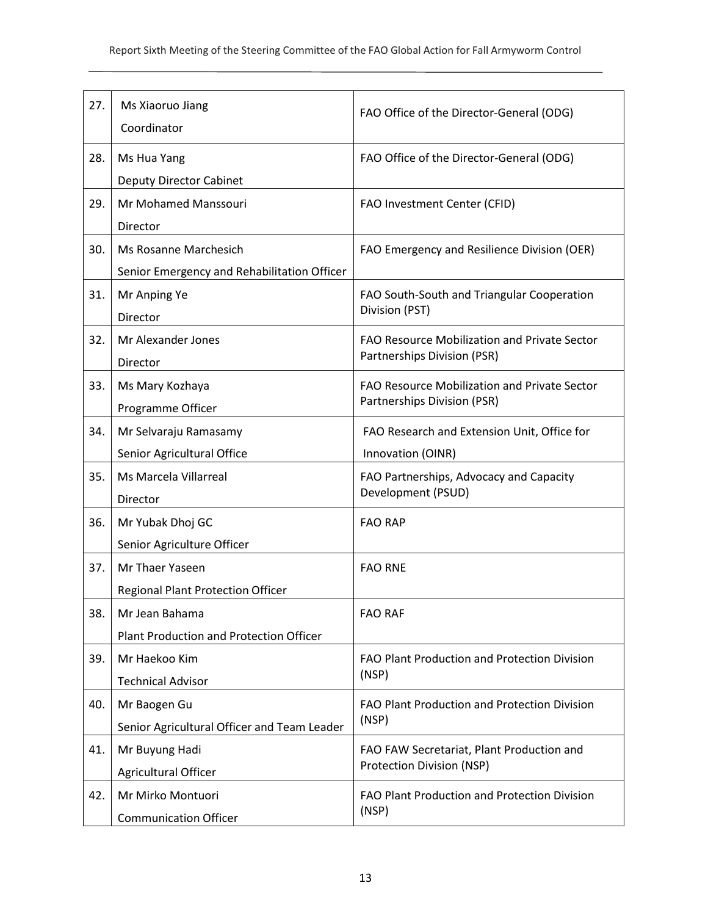| 27. | Ms Xiaoruo Jiang<br>Coordinator | FAO Office of the Director-General (ODG) |
|---|---|---|
| 28. | Ms Hua Yang<br>Deputy Director Cabinet | FAO Office of the Director-General (ODG) |
| 29. | Mr Mohamed Manssouri<br>Director | FAO Investment Center (CFID) |
| 30. | Ms Rosanne Marchesich<br>Senior Emergency and Rehabilitation Officer | FAO Emergency and Resilience Division (OER) |
| 31. | Mr Anping Ye<br>Director | FAO South-South and Triangular Cooperation Division (PST) |
| 32. | Mr Alexander Jones<br>Director | FAO Resource Mobilization and Private Sector Partnerships Division (PSR) |
| 33. | Ms Mary Kozhaya<br>Programme Officer | FAO Resource Mobilization and Private Sector Partnerships Division (PSR) |
| 34. | Mr Selvaraju Ramasamy<br>Senior Agricultural Office | FAO Research and Extension Unit, Office for Innovation (OINR) |
| 35. | Ms Marcela Villarreal<br>Director | FAO Partnerships, Advocacy and Capacity Development (PSUD) |
| 36. | Mr Yubak Dhoj GC<br>Senior Agriculture Officer | FAO RAP |
| 37. | Mr Thaer Yaseen<br>Regional Plant Protection Officer | FAO RNE |
| 38. | Mr Jean Bahama<br>Plant Production and Protection Officer | FAO RAF |
| 39. | Mr Haekoo Kim<br>Technical Advisor | FAO Plant Production and Protection Division (NSP) |
| 40. | Mr Baogen Gu<br>Senior Agricultural Officer and Team Leader | FAO Plant Production and Protection Division (NSP) |
| 41. | Mr Buyung Hadi<br>Agricultural Officer | FAO FAW Secretariat, Plant Production and Protection Division (NSP) |
| 42. | Mr Mirko Montuori<br>Communication Officer | FAO Plant Production and Protection Division (NSP) |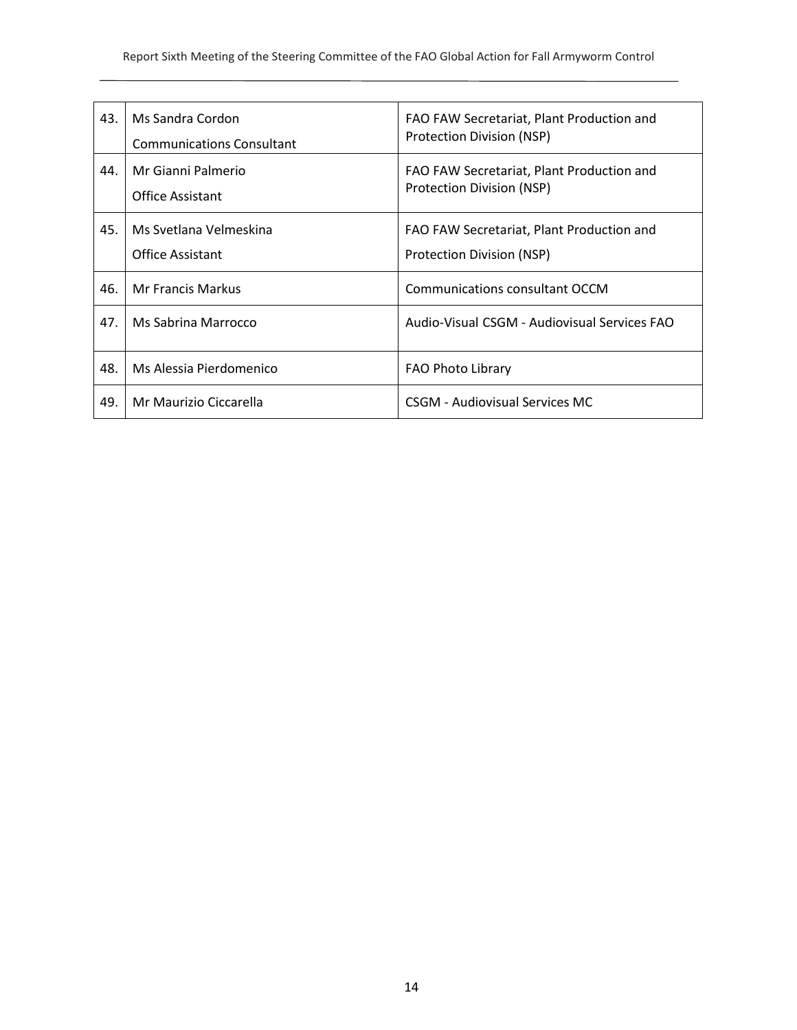| | | |
|---|---|---|
| 43. | Ms Sandra Cordon<br>Communications Consultant | FAO FAW Secretariat, Plant Production and Protection Division (NSP) |
| 44. | Mr Gianni Palmerio<br>Office Assistant | FAO FAW Secretariat, Plant Production and Protection Division (NSP) |
| 45. | Ms Svetlana Velmeskina<br>Office Assistant | FAO FAW Secretariat, Plant Production and Protection Division (NSP) |
| 46. | Mr Francis Markus | Communications consultant OCCM |
| 47. | Ms Sabrina Marrocco | Audio-Visual CSGM - Audiovisual Services FAO |
| 48. | Ms Alessia Pierdomenico | FAO Photo Library |
| 49. | Mr Maurizio Ciccarella | CSGM - Audiovisual Services MC |